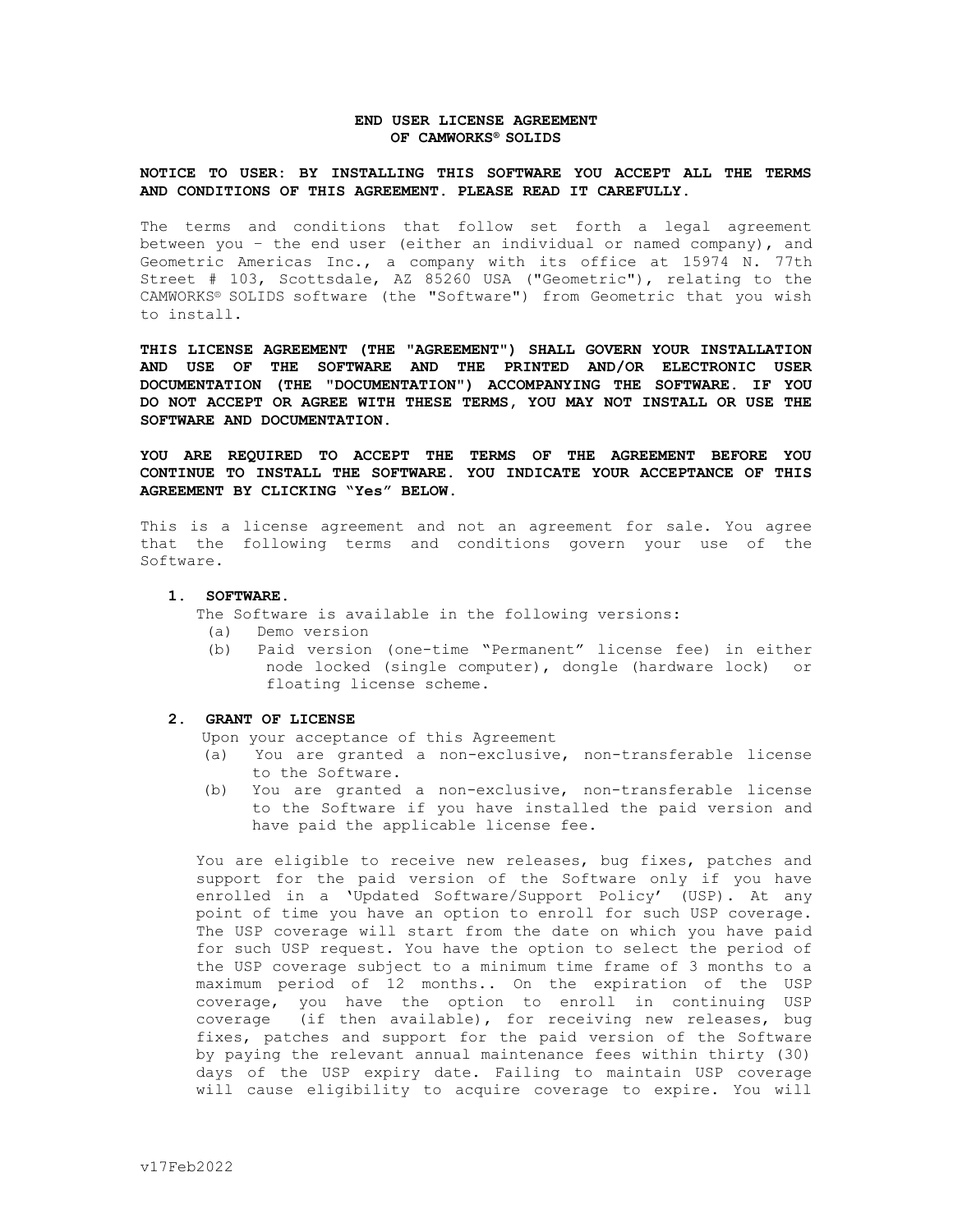# END USER LICENSE AGREEMENT
# OF CAMWORKS® SOLIDS

**NOTICE TO USER: BY INSTALLING THIS SOFTWARE YOU ACCEPT ALL THE TERMS AND CONDITIONS OF THIS AGREEMENT. PLEASE READ IT CAREFULLY.**

The terms and conditions that follow set forth a legal agreement between you – the end user (either an individual or named company), and Geometric Americas Inc., a company with its office at 15974 N. 77th Street # 103, Scottsdale, AZ 85260 USA ("Geometric"), relating to the CAMWORKS® SOLIDS software (the "Software") from Geometric that you wish to install.

**THIS LICENSE AGREEMENT (THE "AGREEMENT") SHALL GOVERN YOUR INSTALLATION AND USE OF THE SOFTWARE AND THE PRINTED AND/OR ELECTRONIC USER DOCUMENTATION (THE "DOCUMENTATION") ACCOMPANYING THE SOFTWARE. IF YOU DO NOT ACCEPT OR AGREE WITH THESE TERMS, YOU MAY NOT INSTALL OR USE THE SOFTWARE AND DOCUMENTATION.**

**YOU ARE REQUIRED TO ACCEPT THE TERMS OF THE AGREEMENT BEFORE YOU CONTINUE TO INSTALL THE SOFTWARE. YOU INDICATE YOUR ACCEPTANCE OF THIS AGREEMENT BY CLICKING "Yes" BELOW.**

This is a license agreement and not an agreement for sale. You agree that the following terms and conditions govern your use of the Software.

1. **SOFTWARE.**

   The Software is available in the following versions:
   
   (a) Demo version
   
   (b) Paid version (one-time "Permanent" license fee) in either node locked (single computer), dongle (hardware lock) or floating license scheme.

2. **GRANT OF LICENSE**

   Upon your acceptance of this Agreement
   
   (a) You are granted a non-exclusive, non-transferable license to the Software.
   
   (b) You are granted a non-exclusive, non-transferable license to the Software if you have installed the paid version and have paid the applicable license fee.

   You are eligible to receive new releases, bug fixes, patches and support for the paid version of the Software only if you have enrolled in a 'Updated Software/Support Policy' (USP). At any point of time you have an option to enroll for such USP coverage. The USP coverage will start from the date on which you have paid for such USP request. You have the option to select the period of the USP coverage subject to a minimum time frame of 3 months to a maximum period of 12 months.. On the expiration of the USP coverage, you have the option to enroll in continuing USP coverage (if then available), for receiving new releases, bug fixes, patches and support for the paid version of the Software by paying the relevant annual maintenance fees within thirty (30) days of the USP expiry date. Failing to maintain USP coverage will cause eligibility to acquire coverage to expire. You will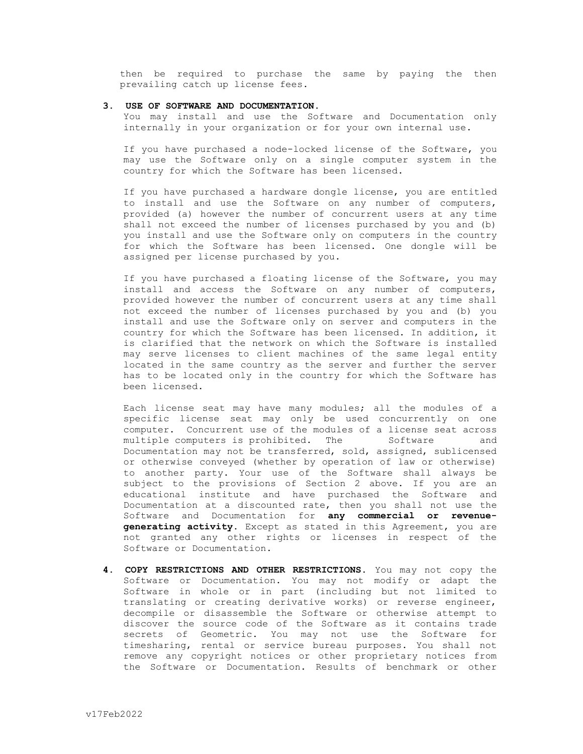then be required to purchase the same by paying the then prevailing catch up license fees.

3. **USE OF SOFTWARE AND DOCUMENTATION.**
   You may install and use the Software and Documentation only internally in your organization or for your own internal use.

   If you have purchased a node-locked license of the Software, you may use the Software only on a single computer system in the country for which the Software has been licensed.

   If you have purchased a hardware dongle license, you are entitled to install and use the Software on any number of computers, provided (a) however the number of concurrent users at any time shall not exceed the number of licenses purchased by you and (b) you install and use the Software only on computers in the country for which the Software has been licensed. One dongle will be assigned per license purchased by you.

   If you have purchased a floating license of the Software, you may install and access the Software on any number of computers, provided however the number of concurrent users at any time shall not exceed the number of licenses purchased by you and (b) you install and use the Software only on server and computers in the country for which the Software has been licensed. In addition, it is clarified that the network on which the Software is installed may serve licenses to client machines of the same legal entity located in the same country as the server and further the server has to be located only in the country for which the Software has been licensed.

   Each license seat may have many modules; all the modules of a specific license seat may only be used concurrently on one computer. Concurrent use of the modules of a license seat across multiple computers is prohibited. The Software and Documentation may not be transferred, sold, assigned, sublicensed or otherwise conveyed (whether by operation of law or otherwise) to another party. Your use of the Software shall always be subject to the provisions of Section 2 above. If you are an educational institute and have purchased the Software and Documentation at a discounted rate, then you shall not use the Software and Documentation for **any commercial or revenue-generating activity**. Except as stated in this Agreement, you are not granted any other rights or licenses in respect of the Software or Documentation.

4. **COPY RESTRICTIONS AND OTHER RESTRICTIONS.** You may not copy the Software or Documentation. You may not modify or adapt the Software in whole or in part (including but not limited to translating or creating derivative works) or reverse engineer, decompile or disassemble the Software or otherwise attempt to discover the source code of the Software as it contains trade secrets of Geometric. You may not use the Software for timesharing, rental or service bureau purposes. You shall not remove any copyright notices or other proprietary notices from the Software or Documentation. Results of benchmark or other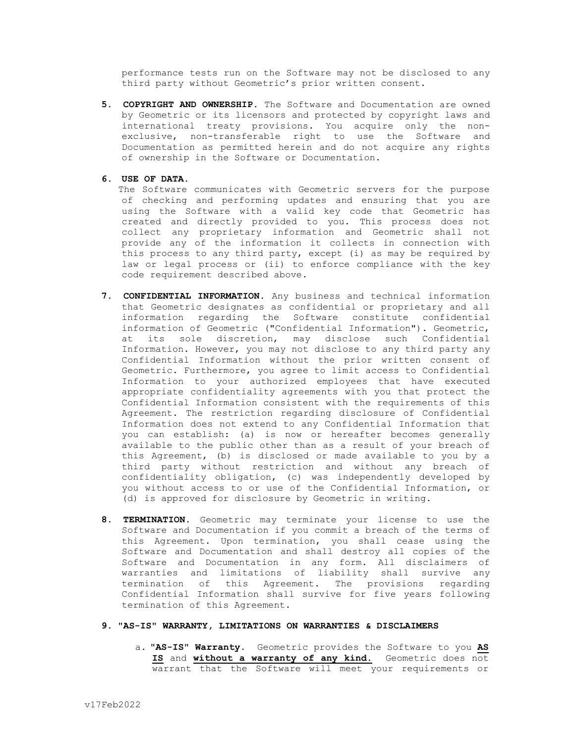performance tests run on the Software may not be disclosed to any third party without Geometric's prior written consent.

5. **COPYRIGHT AND OWNERSHIP.** The Software and Documentation are owned by Geometric or its licensors and protected by copyright laws and international treaty provisions. You acquire only the non-exclusive, non-transferable right to use the Software and Documentation as permitted herein and do not acquire any rights of ownership in the Software or Documentation.

6. **USE OF DATA.**
   The Software communicates with Geometric servers for the purpose of checking and performing updates and ensuring that you are using the Software with a valid key code that Geometric has created and directly provided to you. This process does not collect any proprietary information and Geometric shall not provide any of the information it collects in connection with this process to any third party, except (i) as may be required by law or legal process or (ii) to enforce compliance with the key code requirement described above.

7. **CONFIDENTIAL INFORMATION.** Any business and technical information that Geometric designates as confidential or proprietary and all information regarding the Software constitute confidential information of Geometric ("Confidential Information"). Geometric, at its sole discretion, may disclose such Confidential Information. However, you may not disclose to any third party any Confidential Information without the prior written consent of Geometric. Furthermore, you agree to limit access to Confidential Information to your authorized employees that have executed appropriate confidentiality agreements with you that protect the Confidential Information consistent with the requirements of this Agreement. The restriction regarding disclosure of Confidential Information does not extend to any Confidential Information that you can establish: (a) is now or hereafter becomes generally available to the public other than as a result of your breach of this Agreement, (b) is disclosed or made available to you by a third party without restriction and without any breach of confidentiality obligation, (c) was independently developed by you without access to or use of the Confidential Information, or (d) is approved for disclosure by Geometric in writing.

8. **TERMINATION.** Geometric may terminate your license to use the Software and Documentation if you commit a breach of the terms of this Agreement. Upon termination, you shall cease using the Software and Documentation and shall destroy all copies of the Software and Documentation in any form. All disclaimers of warranties and limitations of liability shall survive any termination of this Agreement. The provisions regarding Confidential Information shall survive for five years following termination of this Agreement.

9. **"AS-IS" WARRANTY, LIMITATIONS ON WARRANTIES & DISCLAIMERS**

   a. **"AS-IS" Warranty.** Geometric provides the Software to you **AS IS** and **without a warranty of any kind.** Geometric does not warrant that the Software will meet your requirements or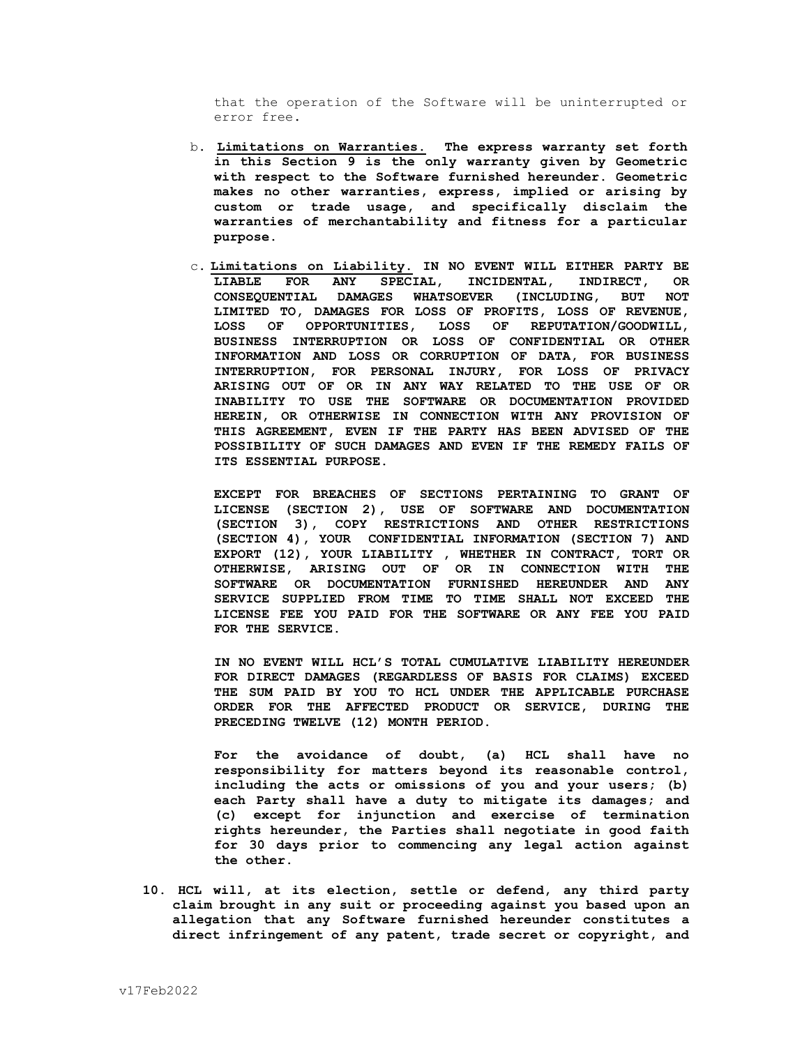that the operation of the Software will be uninterrupted or error free.

b. **Limitations on Warranties. The express warranty set forth in this Section 9 is the only warranty given by Geometric with respect to the Software furnished hereunder. Geometric makes no other warranties, express, implied or arising by custom or trade usage, and specifically disclaim the warranties of merchantability and fitness for a particular purpose.**

c. **Limitations on Liability. IN NO EVENT WILL EITHER PARTY BE LIABLE FOR ANY SPECIAL, INCIDENTAL, INDIRECT, OR CONSEQUENTIAL DAMAGES WHATSOEVER (INCLUDING, BUT NOT LIMITED TO, DAMAGES FOR LOSS OF PROFITS, LOSS OF REVENUE, LOSS OF OPPORTUNITIES, LOSS OF REPUTATION/GOODWILL, BUSINESS INTERRUPTION OR LOSS OF CONFIDENTIAL OR OTHER INFORMATION AND LOSS OR CORRUPTION OF DATA, FOR BUSINESS INTERRUPTION, FOR PERSONAL INJURY, FOR LOSS OF PRIVACY ARISING OUT OF OR IN ANY WAY RELATED TO THE USE OF OR INABILITY TO USE THE SOFTWARE OR DOCUMENTATION PROVIDED HEREIN, OR OTHERWISE IN CONNECTION WITH ANY PROVISION OF THIS AGREEMENT, EVEN IF THE PARTY HAS BEEN ADVISED OF THE POSSIBILITY OF SUCH DAMAGES AND EVEN IF THE REMEDY FAILS OF ITS ESSENTIAL PURPOSE.**

   **EXCEPT FOR BREACHES OF SECTIONS PERTAINING TO GRANT OF LICENSE (SECTION 2), USE OF SOFTWARE AND DOCUMENTATION (SECTION 3), COPY RESTRICTIONS AND OTHER RESTRICTIONS (SECTION 4), YOUR CONFIDENTIAL INFORMATION (SECTION 7) AND EXPORT (12), YOUR LIABILITY , WHETHER IN CONTRACT, TORT OR OTHERWISE, ARISING OUT OF OR IN CONNECTION WITH THE SOFTWARE OR DOCUMENTATION FURNISHED HEREUNDER AND ANY SERVICE SUPPLIED FROM TIME TO TIME SHALL NOT EXCEED THE LICENSE FEE YOU PAID FOR THE SOFTWARE OR ANY FEE YOU PAID FOR THE SERVICE.**

   **IN NO EVENT WILL HCL'S TOTAL CUMULATIVE LIABILITY HEREUNDER FOR DIRECT DAMAGES (REGARDLESS OF BASIS FOR CLAIMS) EXCEED THE SUM PAID BY YOU TO HCL UNDER THE APPLICABLE PURCHASE ORDER FOR THE AFFECTED PRODUCT OR SERVICE, DURING THE PRECEDING TWELVE (12) MONTH PERIOD.**

   **For the avoidance of doubt, (a) HCL shall have no responsibility for matters beyond its reasonable control, including the acts or omissions of you and your users; (b) each Party shall have a duty to mitigate its damages; and (c) except for injunction and exercise of termination rights hereunder, the Parties shall negotiate in good faith for 30 days prior to commencing any legal action against the other.**

10. **HCL will, at its election, settle or defend, any third party claim brought in any suit or proceeding against you based upon an allegation that any Software furnished hereunder constitutes a direct infringement of any patent, trade secret or copyright, and**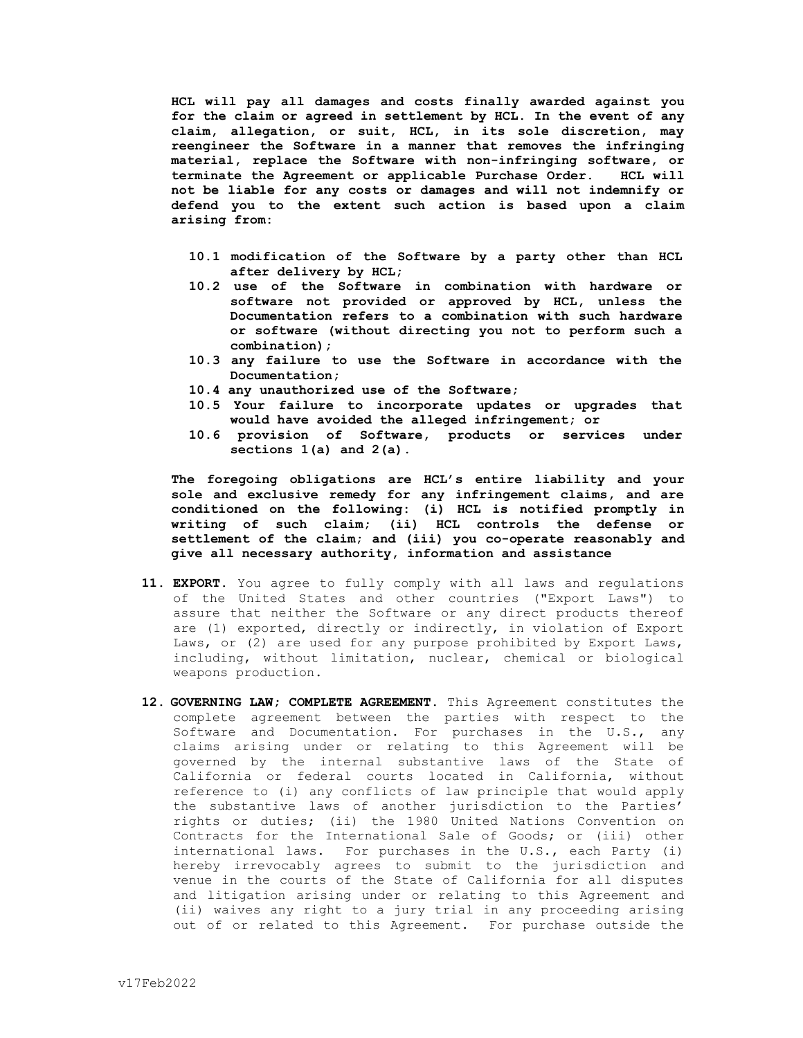**HCL will pay all damages and costs finally awarded against you for the claim or agreed in settlement by HCL. In the event of any claim, allegation, or suit, HCL, in its sole discretion, may reengineer the Software in a manner that removes the infringing material, replace the Software with non-infringing software, or terminate the Agreement or applicable Purchase Order. HCL will not be liable for any costs or damages and will not indemnify or defend you to the extent such action is based upon a claim arising from:**

- **10.1 modification of the Software by a party other than HCL after delivery by HCL;**
- **10.2 use of the Software in combination with hardware or software not provided or approved by HCL, unless the Documentation refers to a combination with such hardware or software (without directing you not to perform such a combination);**
- **10.3 any failure to use the Software in accordance with the Documentation;**
- **10.4 any unauthorized use of the Software;**
- **10.5 Your failure to incorporate updates or upgrades that would have avoided the alleged infringement; or**
- **10.6 provision of Software, products or services under sections 1(a) and 2(a).**

**The foregoing obligations are HCL's entire liability and your sole and exclusive remedy for any infringement claims, and are conditioned on the following: (i) HCL is notified promptly in writing of such claim; (ii) HCL controls the defense or settlement of the claim; and (iii) you co-operate reasonably and give all necessary authority, information and assistance**

11. **EXPORT.** You agree to fully comply with all laws and regulations of the United States and other countries ("Export Laws") to assure that neither the Software or any direct products thereof are (1) exported, directly or indirectly, in violation of Export Laws, or (2) are used for any purpose prohibited by Export Laws, including, without limitation, nuclear, chemical or biological weapons production.

12. **GOVERNING LAW; COMPLETE AGREEMENT.** This Agreement constitutes the complete agreement between the parties with respect to the Software and Documentation. For purchases in the U.S., any claims arising under or relating to this Agreement will be governed by the internal substantive laws of the State of California or federal courts located in California, without reference to (i) any conflicts of law principle that would apply the substantive laws of another jurisdiction to the Parties' rights or duties; (ii) the 1980 United Nations Convention on Contracts for the International Sale of Goods; or (iii) other international laws. For purchases in the U.S., each Party (i) hereby irrevocably agrees to submit to the jurisdiction and venue in the courts of the State of California for all disputes and litigation arising under or relating to this Agreement and (ii) waives any right to a jury trial in any proceeding arising out of or related to this Agreement. For purchase outside the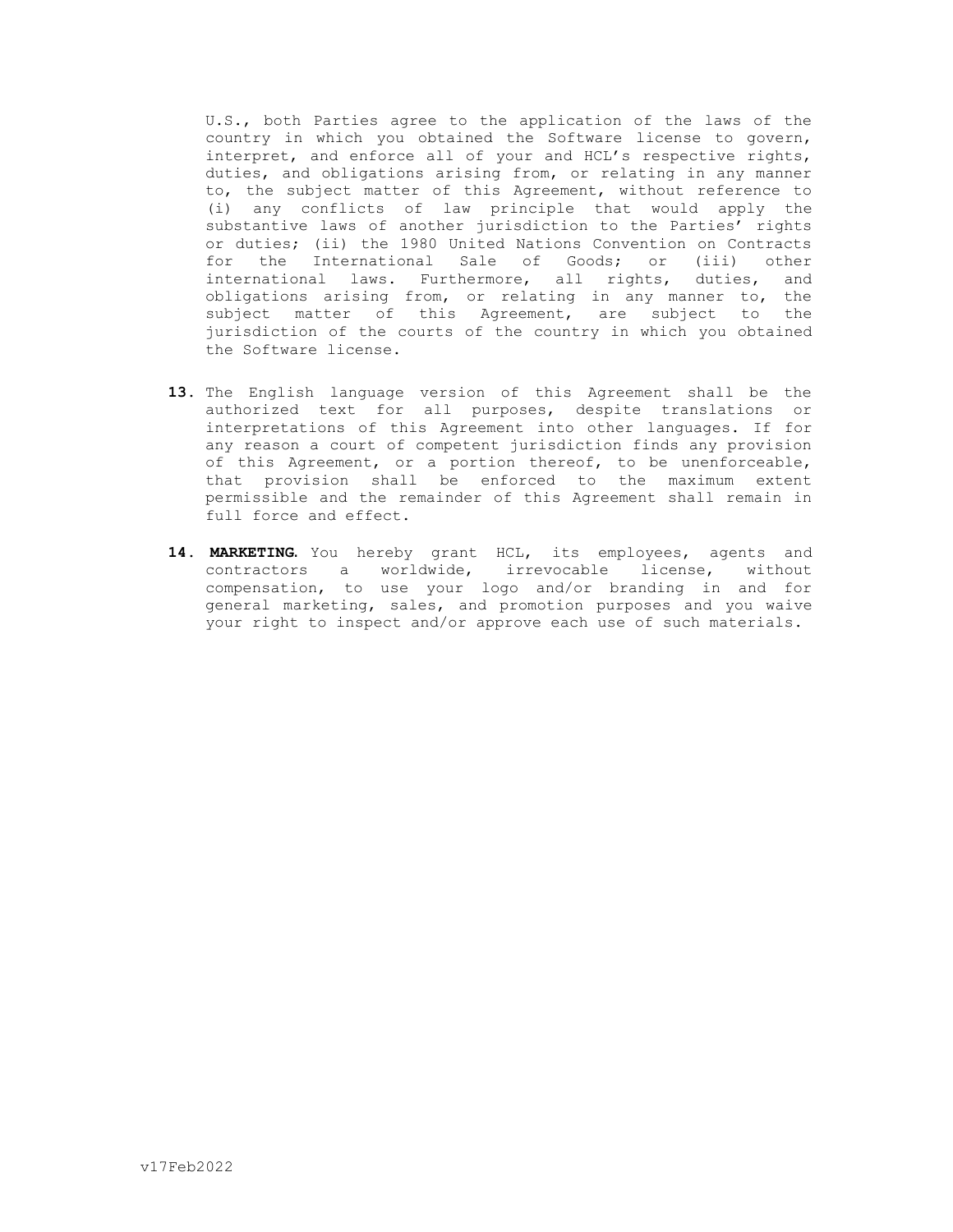U.S., both Parties agree to the application of the laws of the country in which you obtained the Software license to govern, interpret, and enforce all of your and HCL's respective rights, duties, and obligations arising from, or relating in any manner to, the subject matter of this Agreement, without reference to (i) any conflicts of law principle that would apply the substantive laws of another jurisdiction to the Parties' rights or duties; (ii) the 1980 United Nations Convention on Contracts for the International Sale of Goods; or (iii) other international laws. Furthermore, all rights, duties, and obligations arising from, or relating in any manner to, the subject matter of this Agreement, are subject to the jurisdiction of the courts of the country in which you obtained the Software license.

**13.** The English language version of this Agreement shall be the authorized text for all purposes, despite translations or interpretations of this Agreement into other languages. If for any reason a court of competent jurisdiction finds any provision of this Agreement, or a portion thereof, to be unenforceable, that provision shall be enforced to the maximum extent permissible and the remainder of this Agreement shall remain in full force and effect.

**14. MARKETING.** You hereby grant HCL, its employees, agents and contractors a worldwide, irrevocable license, without compensation, to use your logo and/or branding in and for general marketing, sales, and promotion purposes and you waive your right to inspect and/or approve each use of such materials.

v17Feb2022